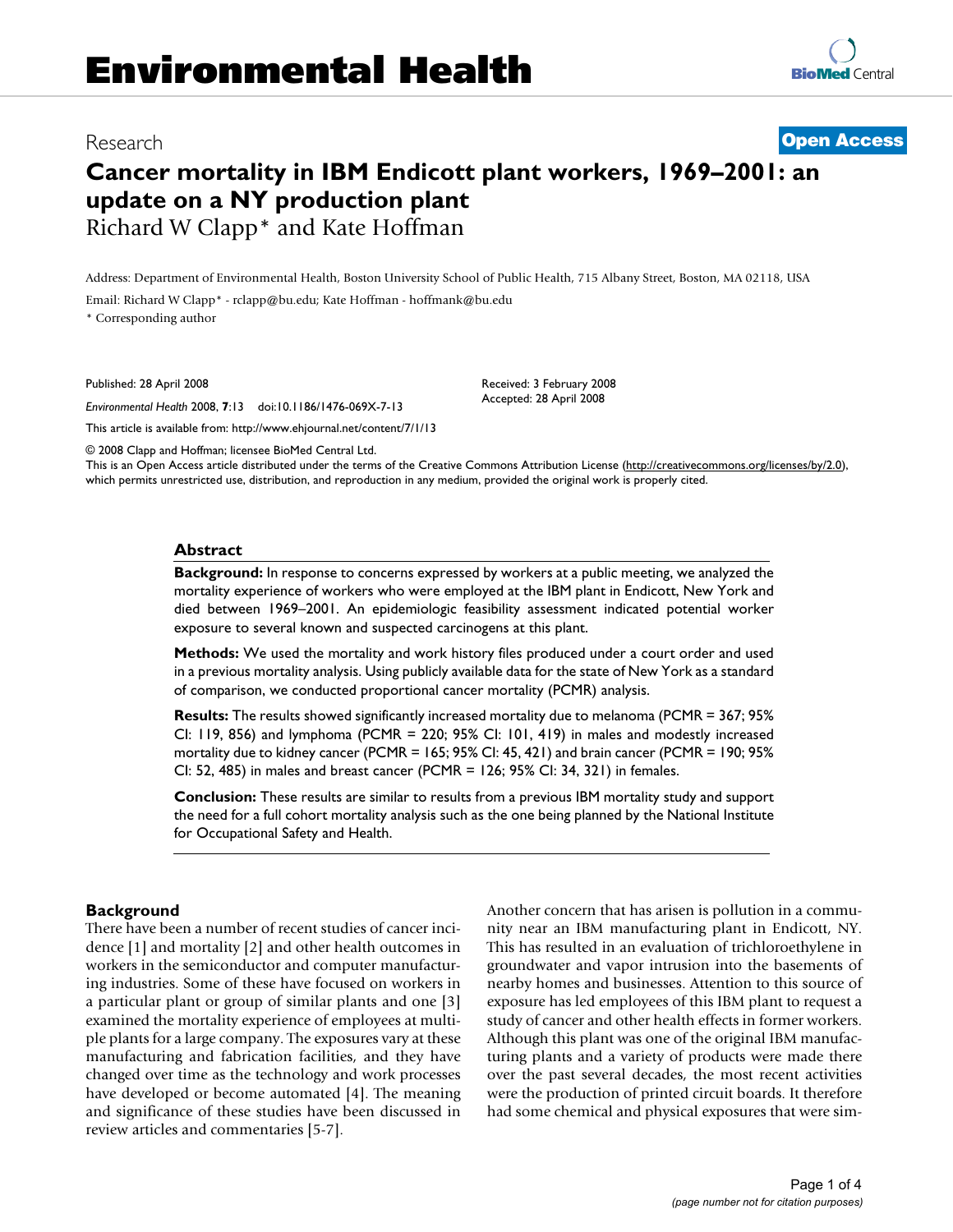# Environmental Health

Research

**Open Access**

# Cancer mortality in IBM Endicott plant workers, 1969–2001: an update on a NY production plant

Richard W Clapp* and Kate Hoffman

Address: Department of Environmental Health, Boston University School of Public Health, 715 Albany Street, Boston, MA 02118, USA

Email: Richard W Clapp* - rclapp@bu.edu; Kate Hoffman - hoffmank@bu.edu

* Corresponding author

Published: 28 April 2008

*Environmental Health* 2008, **7**:13 doi:10.1186/1476-069X-7-13

This article is available from: http://www.ehjournal.net/content/7/1/13

Received: 3 February 2008
Accepted: 28 April 2008

© 2008 Clapp and Hoffman; licensee BioMed Central Ltd.

This is an Open Access article distributed under the terms of the Creative Commons Attribution License (http://creativecommons.org/licenses/by/2.0), which permits unrestricted use, distribution, and reproduction in any medium, provided the original work is properly cited.

## Abstract

**Background:** In response to concerns expressed by workers at a public meeting, we analyzed the mortality experience of workers who were employed at the IBM plant in Endicott, New York and died between 1969–2001. An epidemiologic feasibility assessment indicated potential worker exposure to several known and suspected carcinogens at this plant.

**Methods:** We used the mortality and work history files produced under a court order and used in a previous mortality analysis. Using publicly available data for the state of New York as a standard of comparison, we conducted proportional cancer mortality (PCMR) analysis.

**Results:** The results showed significantly increased mortality due to melanoma (PCMR = 367; 95% CI: 119, 856) and lymphoma (PCMR = 220; 95% CI: 101, 419) in males and modestly increased mortality due to kidney cancer (PCMR = 165; 95% CI: 45, 421) and brain cancer (PCMR = 190; 95% CI: 52, 485) in males and breast cancer (PCMR = 126; 95% CI: 34, 321) in females.

**Conclusion:** These results are similar to results from a previous IBM mortality study and support the need for a full cohort mortality analysis such as the one being planned by the National Institute for Occupational Safety and Health.

## Background

There have been a number of recent studies of cancer incidence [1] and mortality [2] and other health outcomes in workers in the semiconductor and computer manufacturing industries. Some of these have focused on workers in a particular plant or group of similar plants and one [3] examined the mortality experience of employees at multiple plants for a large company. The exposures vary at these manufacturing and fabrication facilities, and they have changed over time as the technology and work processes have developed or become automated [4]. The meaning and significance of these studies have been discussed in review articles and commentaries [5-7].

Another concern that has arisen is pollution in a community near an IBM manufacturing plant in Endicott, NY. This has resulted in an evaluation of trichloroethylene in groundwater and vapor intrusion into the basements of nearby homes and businesses. Attention to this source of exposure has led employees of this IBM plant to request a study of cancer and other health effects in former workers. Although this plant was one of the original IBM manufacturing plants and a variety of products were made there over the past several decades, the most recent activities were the production of printed circuit boards. It therefore had some chemical and physical exposures that were sim-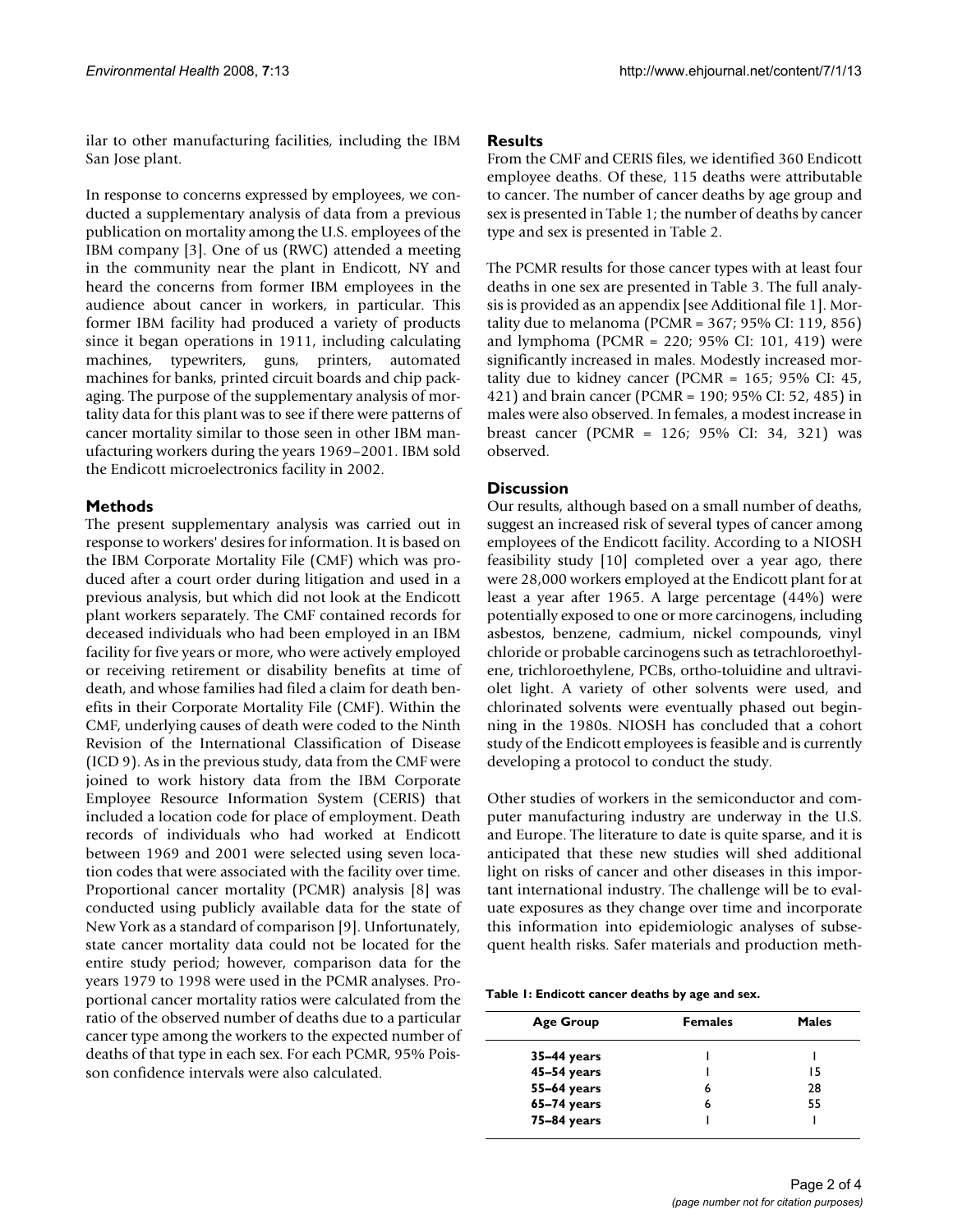ilar to other manufacturing facilities, including the IBM San Jose plant.

In response to concerns expressed by employees, we conducted a supplementary analysis of data from a previous publication on mortality among the U.S. employees of the IBM company [3]. One of us (RWC) attended a meeting in the community near the plant in Endicott, NY and heard the concerns from former IBM employees in the audience about cancer in workers, in particular. This former IBM facility had produced a variety of products since it began operations in 1911, including calculating machines, typewriters, guns, printers, automated machines for banks, printed circuit boards and chip packaging. The purpose of the supplementary analysis of mortality data for this plant was to see if there were patterns of cancer mortality similar to those seen in other IBM manufacturing workers during the years 1969–2001. IBM sold the Endicott microelectronics facility in 2002.

## Methods

The present supplementary analysis was carried out in response to workers' desires for information. It is based on the IBM Corporate Mortality File (CMF) which was produced after a court order during litigation and used in a previous analysis, but which did not look at the Endicott plant workers separately. The CMF contained records for deceased individuals who had been employed in an IBM facility for five years or more, who were actively employed or receiving retirement or disability benefits at time of death, and whose families had filed a claim for death benefits in their Corporate Mortality File (CMF). Within the CMF, underlying causes of death were coded to the Ninth Revision of the International Classification of Disease (ICD 9). As in the previous study, data from the CMF were joined to work history data from the IBM Corporate Employee Resource Information System (CERIS) that included a location code for place of employment. Death records of individuals who had worked at Endicott between 1969 and 2001 were selected using seven location codes that were associated with the facility over time. Proportional cancer mortality (PCMR) analysis [8] was conducted using publicly available data for the state of New York as a standard of comparison [9]. Unfortunately, state cancer mortality data could not be located for the entire study period; however, comparison data for the years 1979 to 1998 were used in the PCMR analyses. Proportional cancer mortality ratios were calculated from the ratio of the observed number of deaths due to a particular cancer type among the workers to the expected number of deaths of that type in each sex. For each PCMR, 95% Poisson confidence intervals were also calculated.

## Results

From the CMF and CERIS files, we identified 360 Endicott employee deaths. Of these, 115 deaths were attributable to cancer. The number of cancer deaths by age group and sex is presented in Table 1; the number of deaths by cancer type and sex is presented in Table 2.

The PCMR results for those cancer types with at least four deaths in one sex are presented in Table 3. The full analysis is provided as an appendix [see Additional file 1]. Mortality due to melanoma (PCMR = 367; 95% CI: 119, 856) and lymphoma (PCMR = 220; 95% CI: 101, 419) were significantly increased in males. Modestly increased mortality due to kidney cancer (PCMR = 165; 95% CI: 45, 421) and brain cancer (PCMR = 190; 95% CI: 52, 485) in males were also observed. In females, a modest increase in breast cancer (PCMR = 126; 95% CI: 34, 321) was observed.

## Discussion

Our results, although based on a small number of deaths, suggest an increased risk of several types of cancer among employees of the Endicott facility. According to a NIOSH feasibility study [10] completed over a year ago, there were 28,000 workers employed at the Endicott plant for at least a year after 1965. A large percentage (44%) were potentially exposed to one or more carcinogens, including asbestos, benzene, cadmium, nickel compounds, vinyl chloride or probable carcinogens such as tetrachloroethylene, trichloroethylene, PCBs, ortho-toluidine and ultraviolet light. A variety of other solvents were used, and chlorinated solvents were eventually phased out beginning in the 1980s. NIOSH has concluded that a cohort study of the Endicott employees is feasible and is currently developing a protocol to conduct the study.

Other studies of workers in the semiconductor and computer manufacturing industry are underway in the U.S. and Europe. The literature to date is quite sparse, and it is anticipated that these new studies will shed additional light on risks of cancer and other diseases in this important international industry. The challenge will be to evaluate exposures as they change over time and incorporate this information into epidemiologic analyses of subsequent health risks. Safer materials and production meth-

**Table 1: Endicott cancer deaths by age and sex.**

| Age Group | Females | Males |
| --- | --- | --- |
| **35–44 years** | 1 | 1 |
| **45–54 years** | 1 | 15 |
| **55–64 years** | 6 | 28 |
| **65–74 years** | 6 | 55 |
| **75–84 years** | 1 | 1 |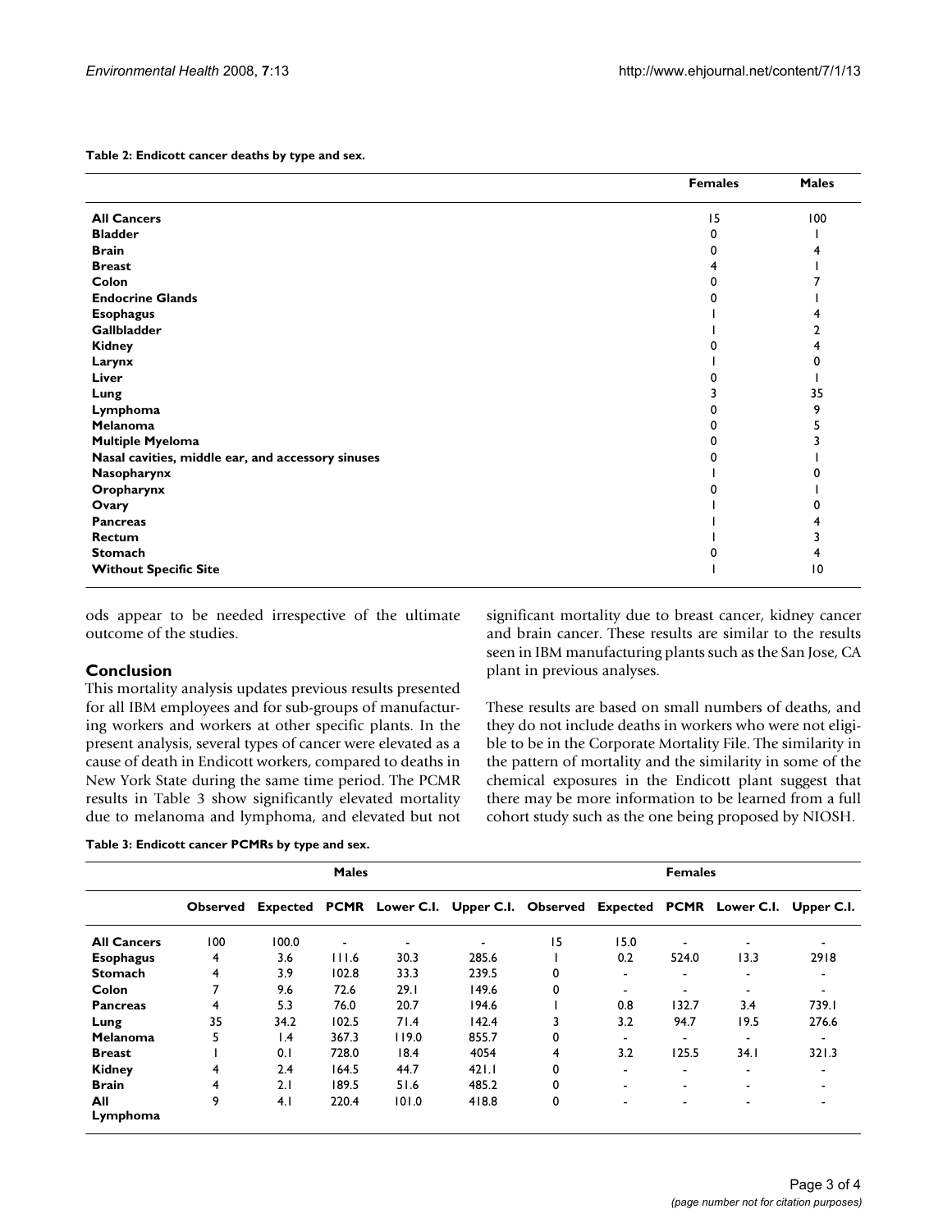**Table 2: Endicott cancer deaths by type and sex.**

| | Females | Males |
|---|---|---|
| **All Cancers** | 15 | 100 |
| **Bladder** | 0 | 1 |
| **Brain** | 0 | 4 |
| **Breast** | 4 | 1 |
| **Colon** | 0 | 7 |
| **Endocrine Glands** | 0 | 1 |
| **Esophagus** | 1 | 4 |
| **Gallbladder** | 1 | 2 |
| **Kidney** | 0 | 4 |
| **Larynx** | 1 | 0 |
| **Liver** | 0 | 1 |
| **Lung** | 3 | 35 |
| **Lymphoma** | 0 | 9 |
| **Melanoma** | 0 | 5 |
| **Multiple Myeloma** | 0 | 3 |
| **Nasal cavities, middle ear, and accessory sinuses** | 0 | 1 |
| **Nasopharynx** | 1 | 0 |
| **Oropharynx** | 0 | 1 |
| **Ovary** | 1 | 0 |
| **Pancreas** | 1 | 4 |
| **Rectum** | 1 | 3 |
| **Stomach** | 0 | 4 |
| **Without Specific Site** | 1 | 10 |

ods appear to be needed irrespective of the ultimate outcome of the studies.

## Conclusion

This mortality analysis updates previous results presented for all IBM employees and for sub-groups of manufacturing workers and workers at other specific plants. In the present analysis, several types of cancer were elevated as a cause of death in Endicott workers, compared to deaths in New York State during the same time period. The PCMR results in Table 3 show significantly elevated mortality due to melanoma and lymphoma, and elevated but not significant mortality due to breast cancer, kidney cancer and brain cancer. These results are similar to the results seen in IBM manufacturing plants such as the San Jose, CA plant in previous analyses.

These results are based on small numbers of deaths, and they do not include deaths in workers who were not eligible to be in the Corporate Mortality File. The similarity in the pattern of mortality and the similarity in some of the chemical exposures in the Endicott plant suggest that there may be more information to be learned from a full cohort study such as the one being proposed by NIOSH.

**Table 3: Endicott cancer PCMRs by type and sex.**

| | Males | | | | | Females | | | | |
|---|---|---|---|---|---|---|---|---|---|---|
| | **Observed** | **Expected** | **PCMR** | **Lower C.I.** | **Upper C.I.** | **Observed** | **Expected** | **PCMR** | **Lower C.I.** | **Upper C.I.** |
| **All Cancers** | 100 | 100.0 | - | - | - | 15 | 15.0 | - | - | - |
| **Esophagus** | 4 | 3.6 | 111.6 | 30.3 | 285.6 | 1 | 0.2 | 524.0 | 13.3 | 2918 |
| **Stomach** | 4 | 3.9 | 102.8 | 33.3 | 239.5 | 0 | - | - | - | - |
| **Colon** | 7 | 9.6 | 72.6 | 29.1 | 149.6 | 0 | - | - | - | - |
| **Pancreas** | 4 | 5.3 | 76.0 | 20.7 | 194.6 | 1 | 0.8 | 132.7 | 3.4 | 739.1 |
| **Lung** | 35 | 34.2 | 102.5 | 71.4 | 142.4 | 3 | 3.2 | 94.7 | 19.5 | 276.6 |
| **Melanoma** | 5 | 1.4 | 367.3 | 119.0 | 855.7 | 0 | - | - | - | - |
| **Breast** | 1 | 0.1 | 728.0 | 18.4 | 4054 | 4 | 3.2 | 125.5 | 34.1 | 321.3 |
| **Kidney** | 4 | 2.4 | 164.5 | 44.7 | 421.1 | 0 | - | - | - | - |
| **Brain** | 4 | 2.1 | 189.5 | 51.6 | 485.2 | 0 | - | - | - | - |
| **All Lymphoma** | 9 | 4.1 | 220.4 | 101.0 | 418.8 | 0 | - | - | - | - |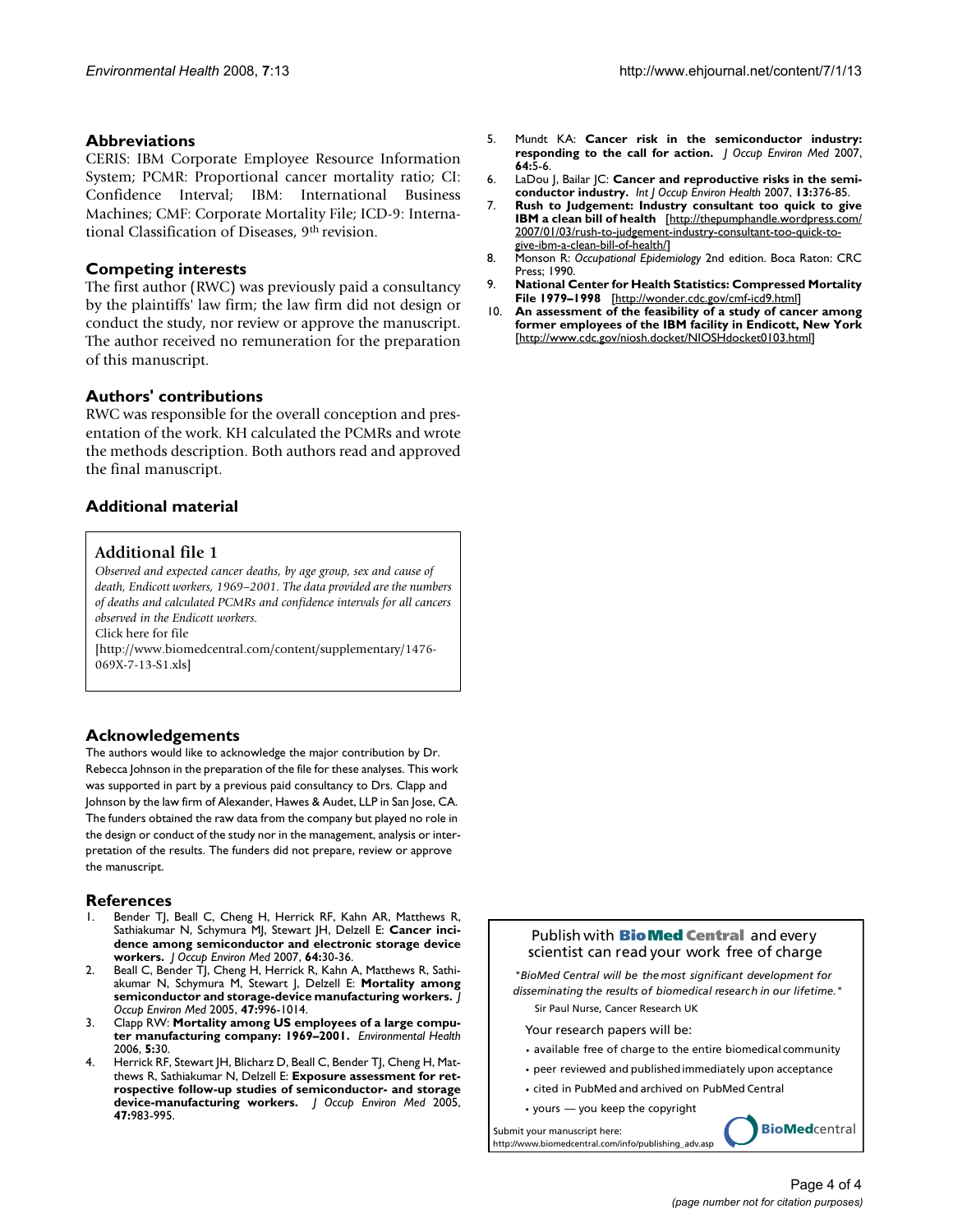## Abbreviations

CERIS: IBM Corporate Employee Resource Information System; PCMR: Proportional cancer mortality ratio; CI: Confidence Interval; IBM: International Business Machines; CMF: Corporate Mortality File; ICD-9: International Classification of Diseases, 9th revision.

## Competing interests

The first author (RWC) was previously paid a consultancy by the plaintiffs' law firm; the law firm did not design or conduct the study, nor review or approve the manuscript. The author received no remuneration for the preparation of this manuscript.

## Authors' contributions

RWC was responsible for the overall conception and presentation of the work. KH calculated the PCMRs and wrote the methods description. Both authors read and approved the final manuscript.

## Additional material

### Additional file 1

*Observed and expected cancer deaths, by age group, sex and cause of death, Endicott workers, 1969–2001. The data provided are the numbers of deaths and calculated PCMRs and confidence intervals for all cancers observed in the Endicott workers.*

Click here for file

[http://www.biomedcentral.com/content/supplementary/1476-069X-7-13-S1.xls]

## Acknowledgements

The authors would like to acknowledge the major contribution by Dr. Rebecca Johnson in the preparation of the file for these analyses. This work was supported in part by a previous paid consultancy to Drs. Clapp and Johnson by the law firm of Alexander, Hawes & Audet, LLP in San Jose, CA. The funders obtained the raw data from the company but played no role in the design or conduct of the study nor in the management, analysis or interpretation of the results. The funders did not prepare, review or approve the manuscript.

## References

1. Bender TJ, Beall C, Cheng H, Herrick RF, Kahn AR, Matthews R, Sathiakumar N, Schymura MJ, Stewart JH, Delzell E: **Cancer incidence among semiconductor and electronic storage device workers.** *J Occup Environ Med* 2007, **64:**30-36.
2. Beall C, Bender TJ, Cheng H, Herrick R, Kahn A, Matthews R, Sathiakumar N, Schymura M, Stewart J, Delzell E: **Mortality among semiconductor and storage-device manufacturing workers.** *J Occup Environ Med* 2005, **47:**996-1014.
3. Clapp RW: **Mortality among US employees of a large computer manufacturing company: 1969–2001.** *Environmental Health* 2006, **5:**30.
4. Herrick RF, Stewart JH, Blicharz D, Beall C, Bender TJ, Cheng H, Matthews R, Sathiakumar N, Delzell E: **Exposure assessment for retrospective follow-up studies of semiconductor- and storage device-manufacturing workers.** *J Occup Environ Med* 2005, **47:**983-995.
5. Mundt KA: **Cancer risk in the semiconductor industry: responding to the call for action.** *J Occup Environ Med* 2007, **64:**5-6.
6. LaDou J, Bailar JC: **Cancer and reproductive risks in the semiconductor industry.** *Int J Occup Environ Health* 2007, **13:**376-85.
7. **Rush to Judgement: Industry consultant too quick to give IBM a clean bill of health** [http://thepumphandle.wordpress.com/2007/01/03/rush-to-judgement-industry-consultant-too-quick-to-give-ibm-a-clean-bill-of-health/]
8. Monson R: *Occupational Epidemiology* 2nd edition. Boca Raton: CRC Press; 1990.
9. **National Center for Health Statistics: Compressed Mortality File 1979–1998** [http://wonder.cdc.gov/cmf-icd9.html]
10. **An assessment of the feasibility of a study of cancer among former employees of the IBM facility in Endicott, New York** [http://www.cdc.gov/niosh.docket/NIOSHdocket0103.html]

Publish with **BioMed Central** and every scientist can read your work free of charge

*"BioMed Central will be the most significant development for disseminating the results of biomedical research in our lifetime."*
Sir Paul Nurse, Cancer Research UK

Your research papers will be:

- available free of charge to the entire biomedical community
- peer reviewed and published immediately upon acceptance
- cited in PubMed and archived on PubMed Central
- yours — you keep the copyright

Submit your manuscript here:
http://www.biomedcentral.com/info/publishing_adv.asp

BioMedcentral